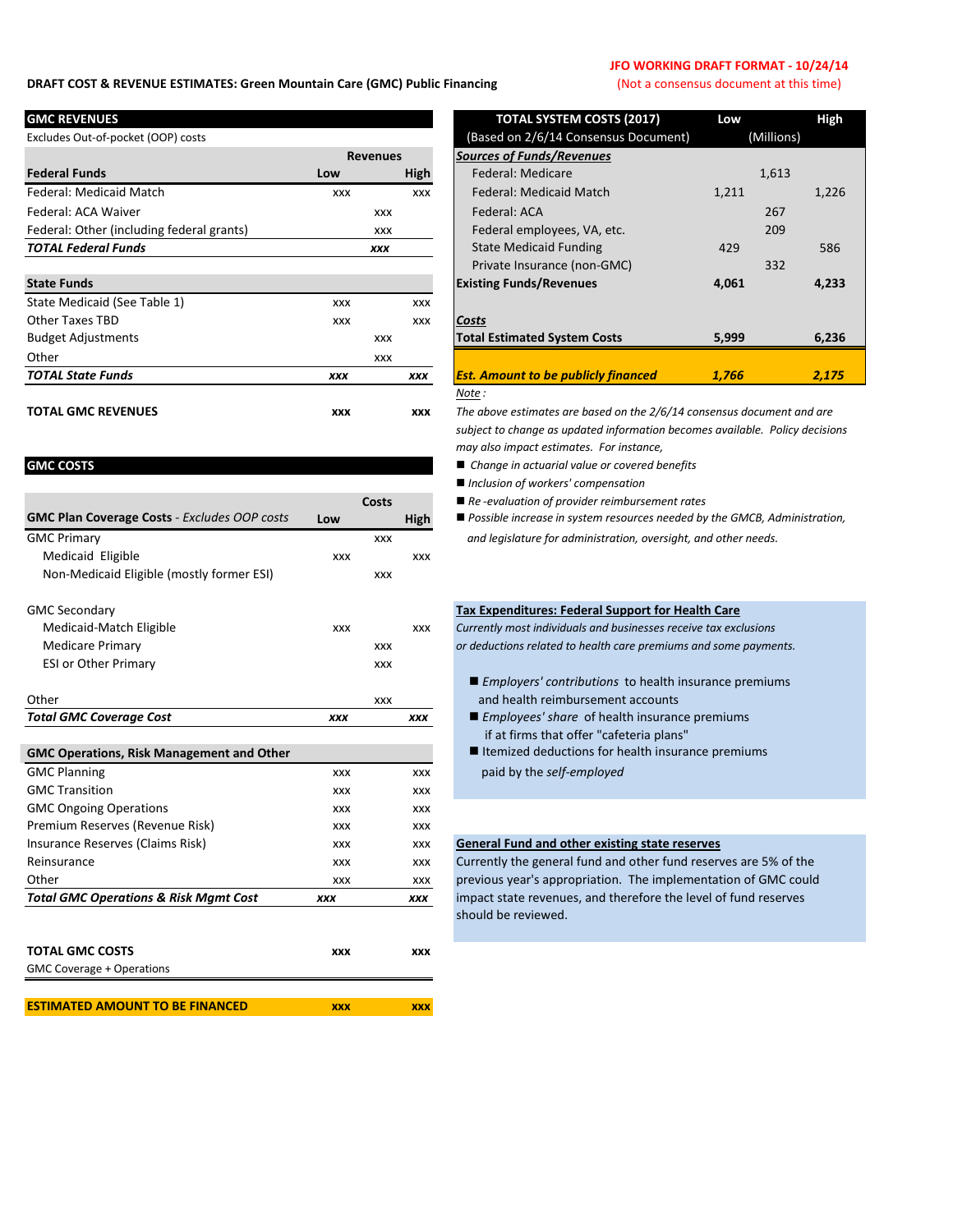JFO WORKING DRAFT FORMAT - 10/24/14
(Not a consensus document at this time)

**DRAFT COST & REVENUE ESTIMATES: Green Mountain Care (GMC) Public Financing**

| **GMC REVENUES** | | | |
|---|---|---|---|
| Excludes Out-of-pocket (OOP) costs | | | |
| | Revenues | | |
| **Federal Funds** | **Low** | | **High** |
| Federal: Medicaid Match | xxx | | xxx |
| Federal: ACA Waiver | | xxx | |
| Federal: Other (including federal grants) | | xxx | |
| ***TOTAL Federal Funds*** | | ***xxx*** | |
| | | | |
| **State Funds** | | | |
| State Medicaid (See Table 1) | xxx | | xxx |
| Other Taxes TBD | xxx | | xxx |
| Budget Adjustments | | xxx | |
| Other | | xxx | |
| ***TOTAL State Funds*** | ***xxx*** | | ***xxx*** |
| | | | |
| **TOTAL GMC REVENUES** | **xxx** | | **xxx** |

| **GMC COSTS** | | | |
|---|---|---|---|
| | Costs | | |
| **GMC Plan Coverage Costs** - *Excludes OOP costs* | **Low** | | **High** |
| GMC Primary | | xxx | |
| Medicaid Eligible | xxx | | xxx |
| Non-Medicaid Eligible (mostly former ESI) | | xxx | |
| | | | |
| GMC Secondary | | | |
| Medicaid-Match Eligible | xxx | | xxx |
| Medicare Primary | | xxx | |
| ESI or Other Primary | | xxx | |
| | | | |
| Other | | xxx | |
| ***Total GMC Coverage Cost*** | ***xxx*** | | ***xxx*** |
| | | | |
| **GMC Operations, Risk Management and Other** | | | |
| GMC Planning | xxx | | xxx |
| GMC Transition | xxx | | xxx |
| GMC Ongoing Operations | xxx | | xxx |
| Premium Reserves (Revenue Risk) | xxx | | xxx |
| Insurance Reserves (Claims Risk) | xxx | | xxx |
| Reinsurance | xxx | | xxx |
| Other | xxx | | xxx |
| ***Total GMC Operations & Risk Mgmt Cost*** | ***xxx*** | | ***xxx*** |
| | | | |
| **TOTAL GMC COSTS** | **xxx** | | **xxx** |
| GMC Coverage + Operations | | | |
| | | | |
| **ESTIMATED AMOUNT TO BE FINANCED** | **xxx** | | **xxx** |

| **TOTAL SYSTEM COSTS (2017)** | **Low** | | **High** |
|---|---|---|---|
| (Based on 2/6/14 Consensus Document) | | (Millions) | |
| ***Sources of Funds/Revenues*** | | | |
| Federal: Medicare | | 1,613 | |
| Federal: Medicaid Match | 1,211 | | 1,226 |
| Federal: ACA | | 267 | |
| Federal employees, VA, etc. | | 209 | |
| State Medicaid Funding | 429 | | 586 |
| Private Insurance (non-GMC) | | 332 | |
| **Existing Funds/Revenues** | **4,061** | | **4,233** |
| | | | |
| ***Costs*** | | | |
| **Total Estimated System Costs** | **5,999** | | **6,236** |
| | | | |
| ***Est. Amount to be publicly financed*** | ***1,766*** | | ***2,175*** |

*Note :*

*The above estimates are based on the 2/6/14 consensus document and are subject to change as updated information becomes available. Policy decisions may also impact estimates. For instance,*

- *Change in actuarial value or covered benefits*
- *Inclusion of workers' compensation*
- *Re -evaluation of provider reimbursement rates*
- *Possible increase in system resources needed by the GMCB, Administration, and legislature for administration, oversight, and other needs.*

**Tax Expenditures: Federal Support for Health Care**

*Currently most individuals and businesses receive tax exclusions or deductions related to health care premiums and some payments.*

- *Employers' contributions* to health insurance premiums and health reimbursement accounts
- *Employees' share* of health insurance premiums if at firms that offer "cafeteria plans"
- Itemized deductions for health insurance premiums paid by the *self-employed*

**General Fund and other existing state reserves**

Currently the general fund and other fund reserves are 5% of the previous year's appropriation. The implementation of GMC could impact state revenues, and therefore the level of fund reserves should be reviewed.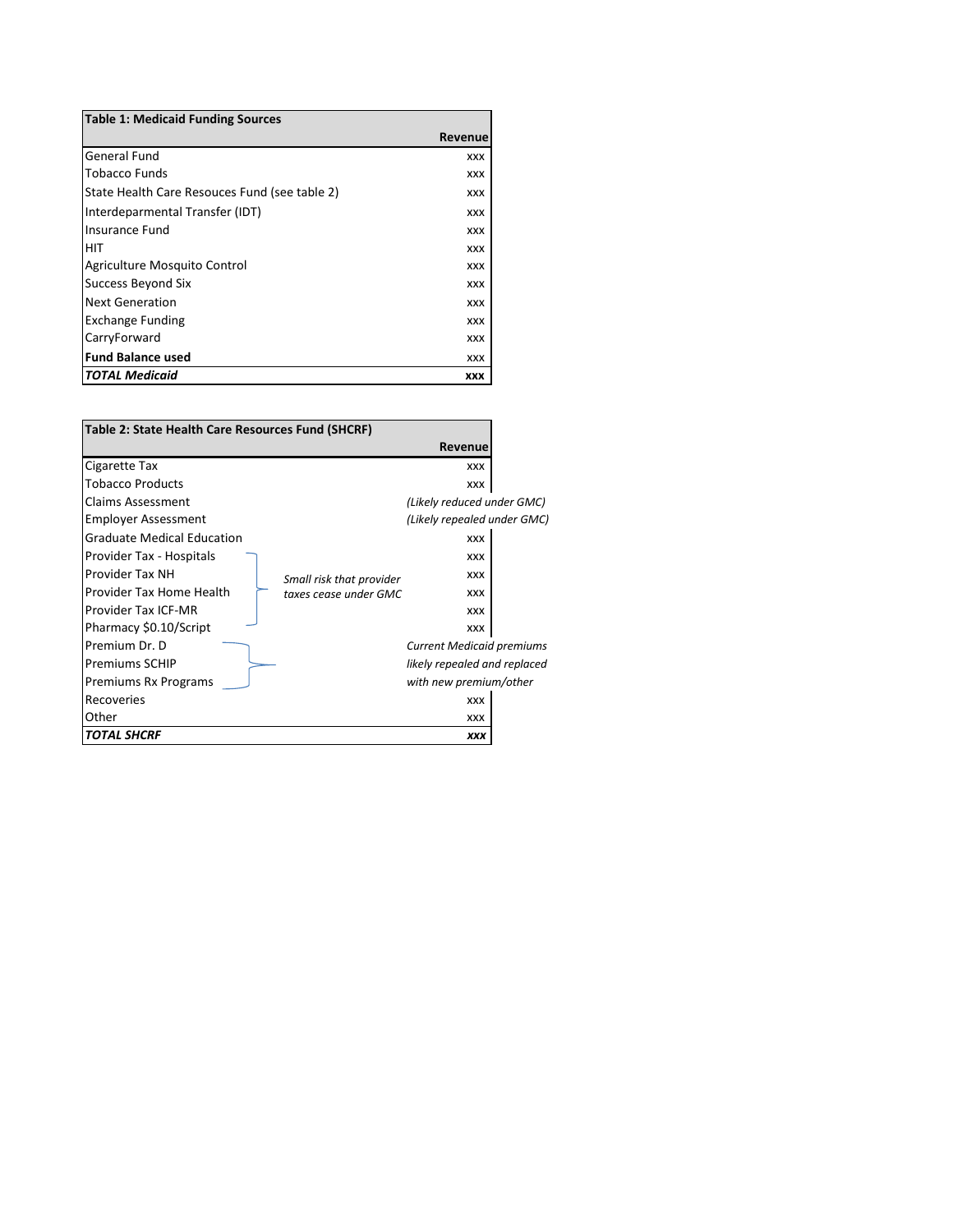| Table 1: Medicaid Funding Sources | Revenue |
| --- | --- |
| General Fund | xxx |
| Tobacco Funds | xxx |
| State Health Care Resouces Fund (see table 2) | xxx |
| Interdeparmental Transfer (IDT) | xxx |
| Insurance Fund | xxx |
| HIT | xxx |
| Agriculture Mosquito Control | xxx |
| Success Beyond Six | xxx |
| Next Generation | xxx |
| Exchange Funding | xxx |
| CarryForward | xxx |
| **Fund Balance used** | xxx |
| ***TOTAL Medicaid*** | **xxx** |

| Table 2: State Health Care Resources Fund (SHCRF) | | Revenue |
| --- | --- | --- |
| Cigarette Tax | | xxx |
| Tobacco Products | | xxx |
| Claims Assessment | | *(Likely reduced under GMC)* |
| Employer Assessment | | *(Likely repealed under GMC)* |
| Graduate Medical Education | | xxx |
| Provider Tax - Hospitals | *Small risk that provider taxes cease under GMC* | xxx |
| Provider Tax NH | | xxx |
| Provider Tax Home Health | | xxx |
| Provider Tax ICF-MR | | xxx |
| Pharmacy $0.10/Script | | xxx |
| Premium Dr. D | | *Current Medicaid premiums likely repealed and replaced with new premium/other* |
| Premiums SCHIP | | |
| Premiums Rx Programs | | |
| Recoveries | | xxx |
| Other | | xxx |
| ***TOTAL SHCRF*** | | ***xxx*** |